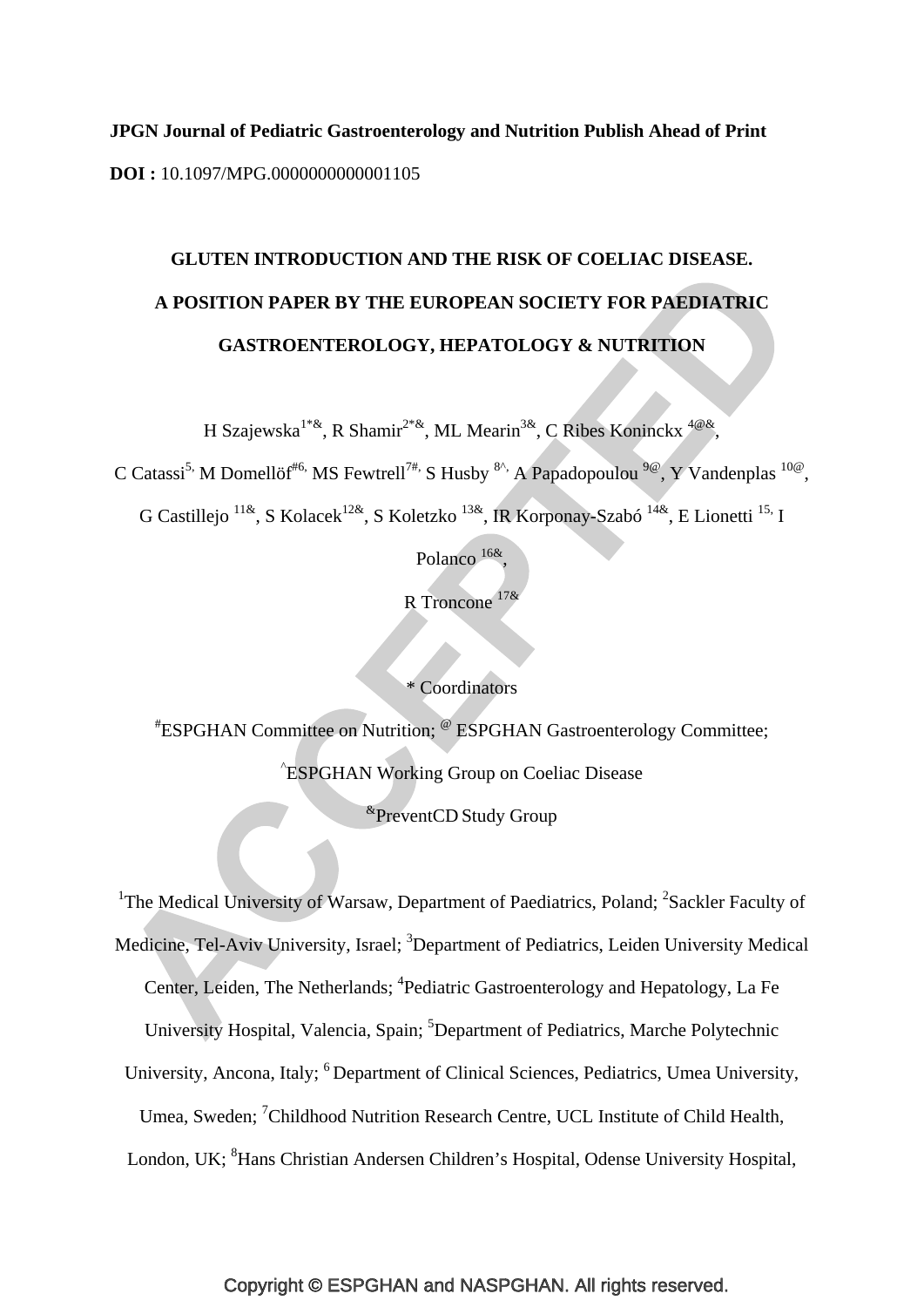**JPGN Journal of Pediatric Gastroenterology and Nutrition Publish Ahead of Print**

**DOI :** 10.1097/MPG.0000000000001105

# GLUTEN INTRODUCTION AND THE RISK OF COELIAC DISEASE. A POSITION PAPER BY THE EUROPEAN SOCIETY FOR PAEDIATRIC GASTROENTEROLOGY, HEPATOLOGY & NUTRITION

H Szajewska[1*&], R Shamir[2*&], ML Mearin[3&], C Ribes Koninckx [4@&], C Catassi[5,] M Domellöf[#6,] MS Fewtrell[7#,] S Husby [8^,] A Papadopoulou [9@], Y Vandenplas [10@], G Castillejo [11&], S Kolacek[12&], S Koletzko [13&], IR Korponay-Szabó [14&], E Lionetti [15,] I Polanco [16&], R Troncone [17&]

\* Coordinators

[#]ESPGHAN Committee on Nutrition; [@] ESPGHAN Gastroenterology Committee; [^]ESPGHAN Working Group on Coeliac Disease

[&]PreventCD Study Group

[1]The Medical University of Warsaw, Department of Paediatrics, Poland; [2]Sackler Faculty of Medicine, Tel-Aviv University, Israel; [3]Department of Pediatrics, Leiden University Medical Center, Leiden, The Netherlands; [4]Pediatric Gastroenterology and Hepatology, La Fe University Hospital, Valencia, Spain; [5]Department of Pediatrics, Marche Polytechnic University, Ancona, Italy; [6] Department of Clinical Sciences, Pediatrics, Umea University, Umea, Sweden; [7]Childhood Nutrition Research Centre, UCL Institute of Child Health, London, UK; [8]Hans Christian Andersen Children's Hospital, Odense University Hospital,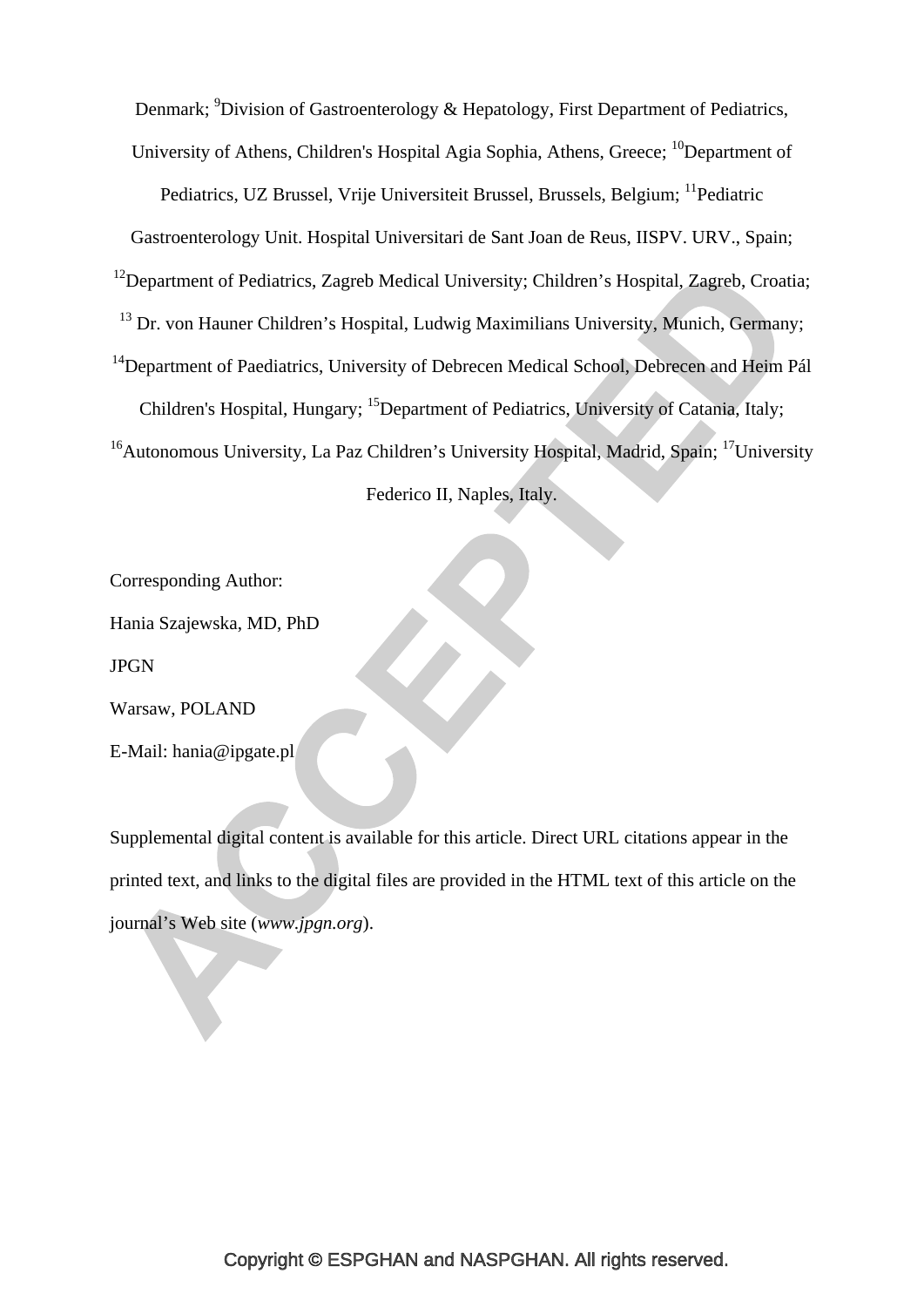Denmark; [9]Division of Gastroenterology & Hepatology, First Department of Pediatrics, University of Athens, Children's Hospital Agia Sophia, Athens, Greece; [10]Department of Pediatrics, UZ Brussel, Vrije Universiteit Brussel, Brussels, Belgium; [11]Pediatric Gastroenterology Unit. Hospital Universitari de Sant Joan de Reus, IISPV. URV., Spain; [12]Department of Pediatrics, Zagreb Medical University; Children's Hospital, Zagreb, Croatia; [13] Dr. von Hauner Children's Hospital, Ludwig Maximilians University, Munich, Germany; [14]Department of Paediatrics, University of Debrecen Medical School, Debrecen and Heim Pál Children's Hospital, Hungary; [15]Department of Pediatrics, University of Catania, Italy; [16]Autonomous University, La Paz Children's University Hospital, Madrid, Spain; [17]University Federico II, Naples, Italy.

Corresponding Author:

Hania Szajewska, MD, PhD

JPGN

Warsaw, POLAND

E-Mail: hania@ipgate.pl

Supplemental digital content is available for this article. Direct URL citations appear in the printed text, and links to the digital files are provided in the HTML text of this article on the journal's Web site (*www.jpgn.org*).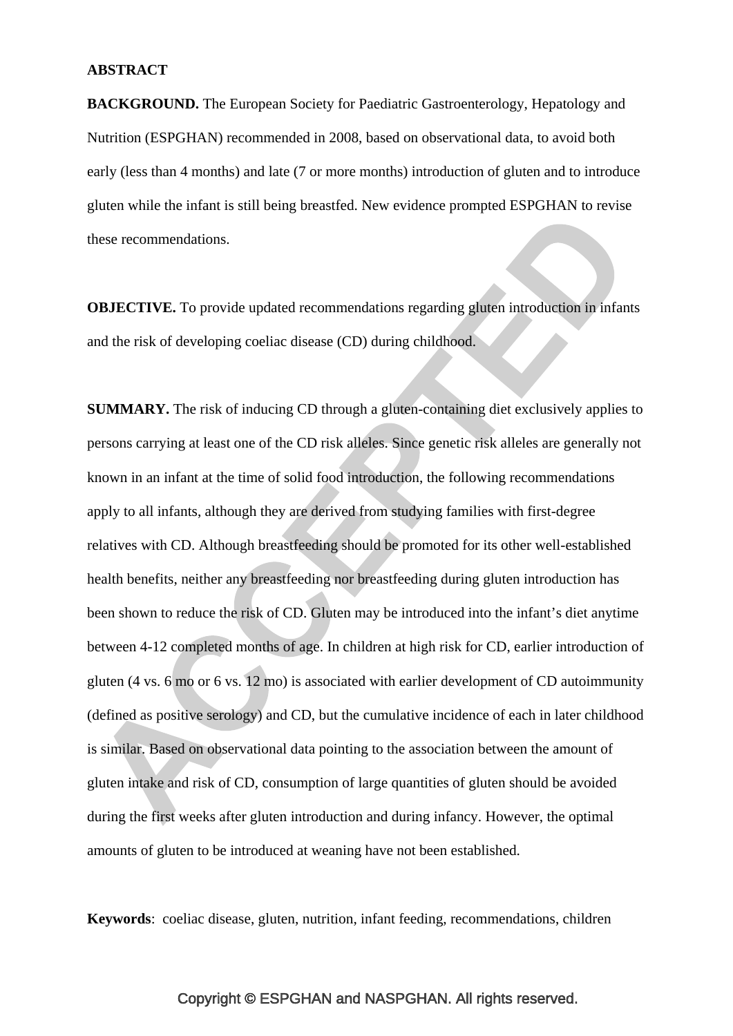## ABSTRACT

**BACKGROUND.** The European Society for Paediatric Gastroenterology, Hepatology and Nutrition (ESPGHAN) recommended in 2008, based on observational data, to avoid both early (less than 4 months) and late (7 or more months) introduction of gluten and to introduce gluten while the infant is still being breastfed. New evidence prompted ESPGHAN to revise these recommendations.

**OBJECTIVE.** To provide updated recommendations regarding gluten introduction in infants and the risk of developing coeliac disease (CD) during childhood.

**SUMMARY.** The risk of inducing CD through a gluten-containing diet exclusively applies to persons carrying at least one of the CD risk alleles. Since genetic risk alleles are generally not known in an infant at the time of solid food introduction, the following recommendations apply to all infants, although they are derived from studying families with first-degree relatives with CD. Although breastfeeding should be promoted for its other well-established health benefits, neither any breastfeeding nor breastfeeding during gluten introduction has been shown to reduce the risk of CD. Gluten may be introduced into the infant's diet anytime between 4-12 completed months of age. In children at high risk for CD, earlier introduction of gluten (4 vs. 6 mo or 6 vs. 12 mo) is associated with earlier development of CD autoimmunity (defined as positive serology) and CD, but the cumulative incidence of each in later childhood is similar. Based on observational data pointing to the association between the amount of gluten intake and risk of CD, consumption of large quantities of gluten should be avoided during the first weeks after gluten introduction and during infancy. However, the optimal amounts of gluten to be introduced at weaning have not been established.

**Keywords**: coeliac disease, gluten, nutrition, infant feeding, recommendations, children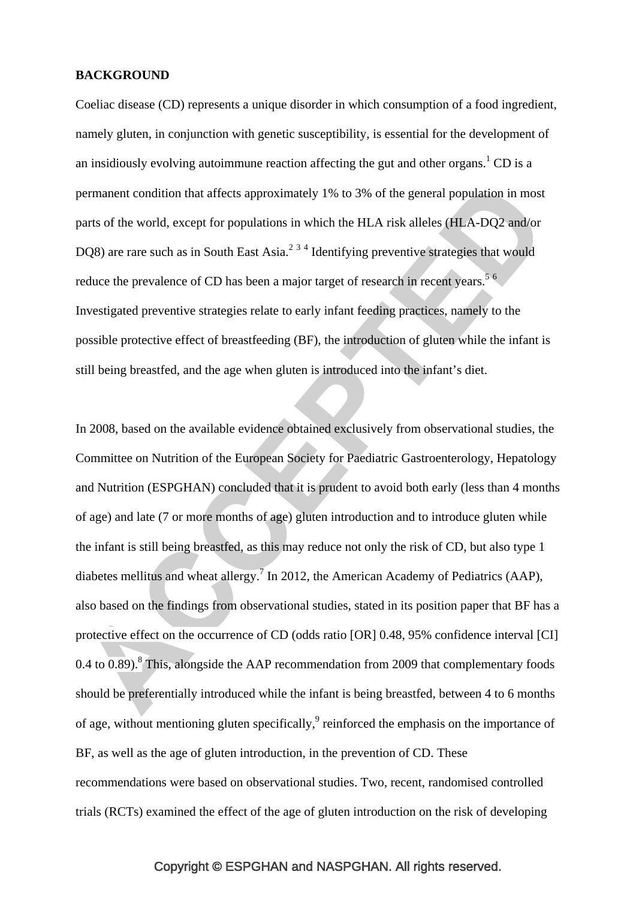**BACKGROUND**

Coeliac disease (CD) represents a unique disorder in which consumption of a food ingredient, namely gluten, in conjunction with genetic susceptibility, is essential for the development of an insidiously evolving autoimmune reaction affecting the gut and other organs.[1] CD is a permanent condition that affects approximately 1% to 3% of the general population in most parts of the world, except for populations in which the HLA risk alleles (HLA-DQ2 and/or DQ8) are rare such as in South East Asia.[2 3 4] Identifying preventive strategies that would reduce the prevalence of CD has been a major target of research in recent years.[5 6] Investigated preventive strategies relate to early infant feeding practices, namely to the possible protective effect of breastfeeding (BF), the introduction of gluten while the infant is still being breastfed, and the age when gluten is introduced into the infant's diet.

In 2008, based on the available evidence obtained exclusively from observational studies, the Committee on Nutrition of the European Society for Paediatric Gastroenterology, Hepatology and Nutrition (ESPGHAN) concluded that it is prudent to avoid both early (less than 4 months of age) and late (7 or more months of age) gluten introduction and to introduce gluten while the infant is still being breastfed, as this may reduce not only the risk of CD, but also type 1 diabetes mellitus and wheat allergy.[7] In 2012, the American Academy of Pediatrics (AAP), also based on the findings from observational studies, stated in its position paper that BF has a protective effect on the occurrence of CD (odds ratio [OR] 0.48, 95% confidence interval [CI] 0.4 to 0.89).[8] This, alongside the AAP recommendation from 2009 that complementary foods should be preferentially introduced while the infant is being breastfed, between 4 to 6 months of age, without mentioning gluten specifically,[9] reinforced the emphasis on the importance of BF, as well as the age of gluten introduction, in the prevention of CD. These recommendations were based on observational studies. Two, recent, randomised controlled trials (RCTs) examined the effect of the age of gluten introduction on the risk of developing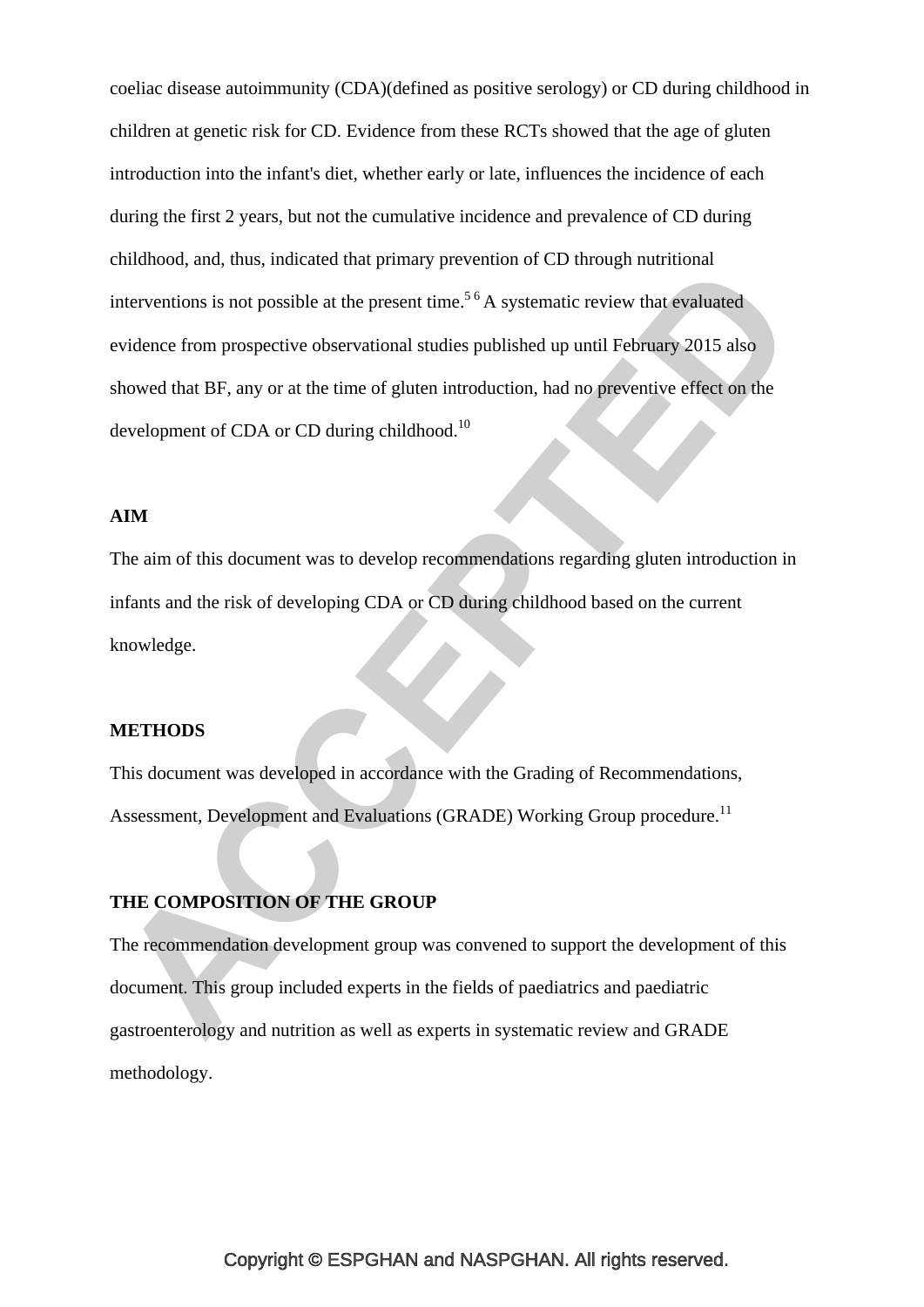coeliac disease autoimmunity (CDA)(defined as positive serology) or CD during childhood in children at genetic risk for CD. Evidence from these RCTs showed that the age of gluten introduction into the infant's diet, whether early or late, influences the incidence of each during the first 2 years, but not the cumulative incidence and prevalence of CD during childhood, and, thus, indicated that primary prevention of CD through nutritional interventions is not possible at the present time.[5 6] A systematic review that evaluated evidence from prospective observational studies published up until February 2015 also showed that BF, any or at the time of gluten introduction, had no preventive effect on the development of CDA or CD during childhood.[10]

## AIM

The aim of this document was to develop recommendations regarding gluten introduction in infants and the risk of developing CDA or CD during childhood based on the current knowledge.

## METHODS

This document was developed in accordance with the Grading of Recommendations, Assessment, Development and Evaluations (GRADE) Working Group procedure.[11]

## THE COMPOSITION OF THE GROUP

The recommendation development group was convened to support the development of this document. This group included experts in the fields of paediatrics and paediatric gastroenterology and nutrition as well as experts in systematic review and GRADE methodology.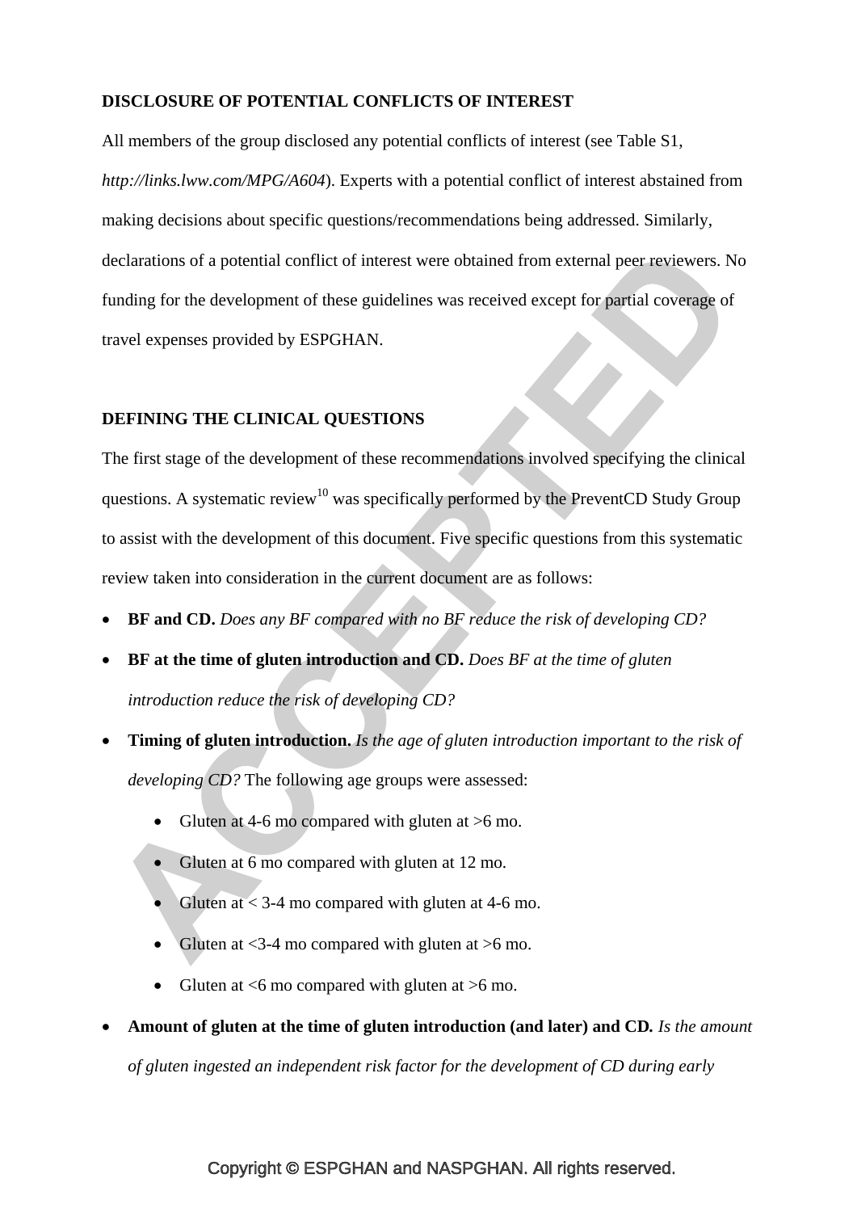## DISCLOSURE OF POTENTIAL CONFLICTS OF INTEREST

All members of the group disclosed any potential conflicts of interest (see Table S1, *http://links.lww.com/MPG/A604*). Experts with a potential conflict of interest abstained from making decisions about specific questions/recommendations being addressed. Similarly, declarations of a potential conflict of interest were obtained from external peer reviewers. No funding for the development of these guidelines was received except for partial coverage of travel expenses provided by ESPGHAN.

## DEFINING THE CLINICAL QUESTIONS

The first stage of the development of these recommendations involved specifying the clinical questions. A systematic review[10] was specifically performed by the PreventCD Study Group to assist with the development of this document. Five specific questions from this systematic review taken into consideration in the current document are as follows:

- **BF and CD.** *Does any BF compared with no BF reduce the risk of developing CD?*
- **BF at the time of gluten introduction and CD.** *Does BF at the time of gluten introduction reduce the risk of developing CD?*
- **Timing of gluten introduction.** *Is the age of gluten introduction important to the risk of developing CD?* The following age groups were assessed:
  - Gluten at 4-6 mo compared with gluten at >6 mo.
  - Gluten at 6 mo compared with gluten at 12 mo.
  - Gluten at < 3-4 mo compared with gluten at 4-6 mo.
  - Gluten at <3-4 mo compared with gluten at >6 mo.
  - Gluten at <6 mo compared with gluten at >6 mo.
- **Amount of gluten at the time of gluten introduction (and later) and CD.** *Is the amount of gluten ingested an independent risk factor for the development of CD during early*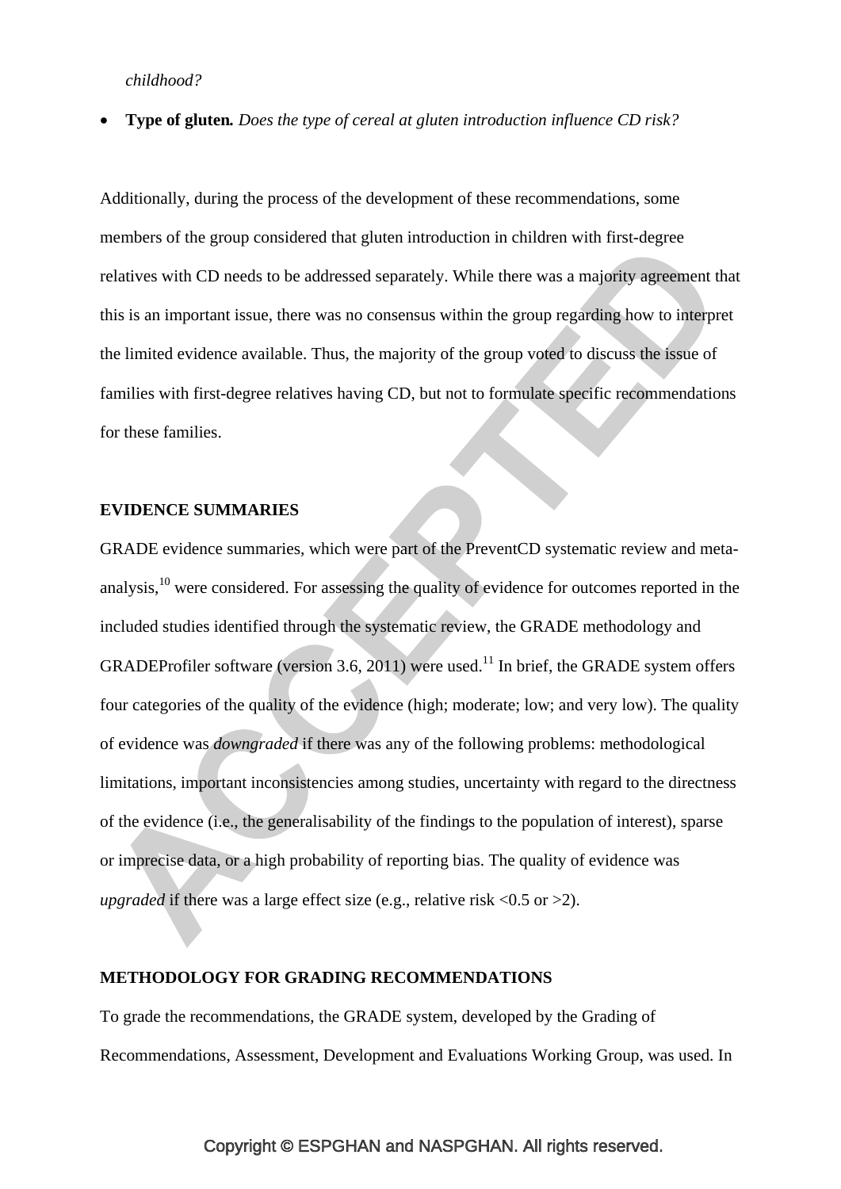*childhood?*

- **Type of gluten.** *Does the type of cereal at gluten introduction influence CD risk?*

Additionally, during the process of the development of these recommendations, some members of the group considered that gluten introduction in children with first-degree relatives with CD needs to be addressed separately. While there was a majority agreement that this is an important issue, there was no consensus within the group regarding how to interpret the limited evidence available. Thus, the majority of the group voted to discuss the issue of families with first-degree relatives having CD, but not to formulate specific recommendations for these families.

## EVIDENCE SUMMARIES

GRADE evidence summaries, which were part of the PreventCD systematic review and meta-analysis,[10] were considered. For assessing the quality of evidence for outcomes reported in the included studies identified through the systematic review, the GRADE methodology and GRADEProfiler software (version 3.6, 2011) were used.[11] In brief, the GRADE system offers four categories of the quality of the evidence (high; moderate; low; and very low). The quality of evidence was *downgraded* if there was any of the following problems: methodological limitations, important inconsistencies among studies, uncertainty with regard to the directness of the evidence (i.e., the generalisability of the findings to the population of interest), sparse or imprecise data, or a high probability of reporting bias. The quality of evidence was *upgraded* if there was a large effect size (e.g., relative risk <0.5 or >2).

## METHODOLOGY FOR GRADING RECOMMENDATIONS

To grade the recommendations, the GRADE system, developed by the Grading of Recommendations, Assessment, Development and Evaluations Working Group, was used. In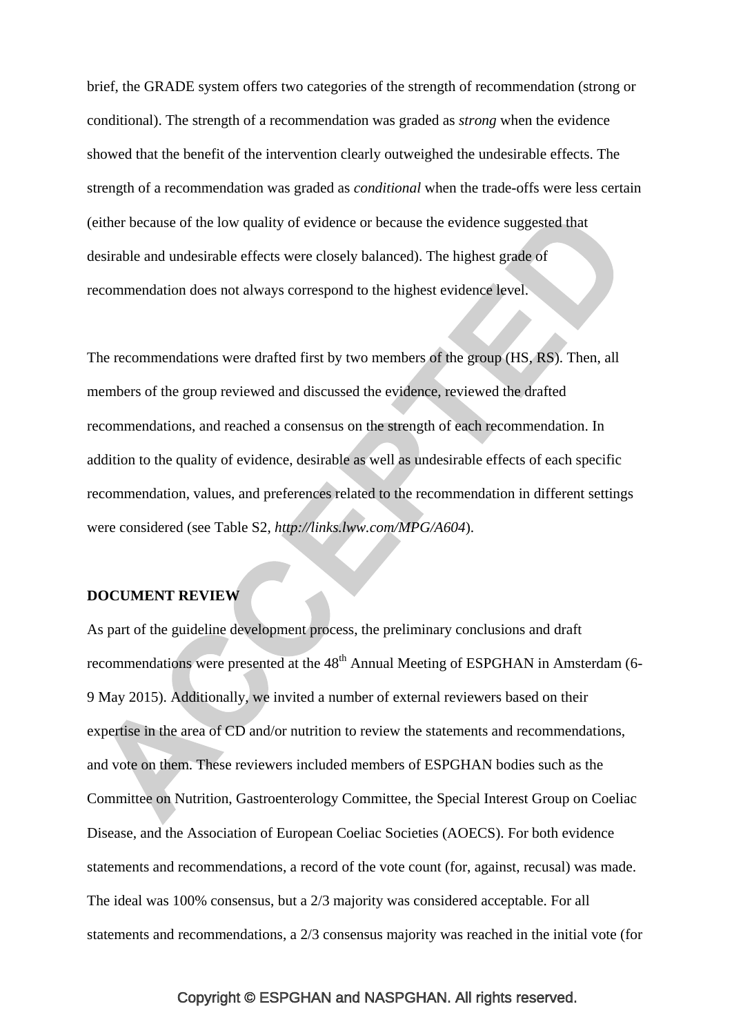brief, the GRADE system offers two categories of the strength of recommendation (strong or conditional). The strength of a recommendation was graded as *strong* when the evidence showed that the benefit of the intervention clearly outweighed the undesirable effects. The strength of a recommendation was graded as *conditional* when the trade-offs were less certain (either because of the low quality of evidence or because the evidence suggested that desirable and undesirable effects were closely balanced). The highest grade of recommendation does not always correspond to the highest evidence level.

The recommendations were drafted first by two members of the group (HS, RS). Then, all members of the group reviewed and discussed the evidence, reviewed the drafted recommendations, and reached a consensus on the strength of each recommendation. In addition to the quality of evidence, desirable as well as undesirable effects of each specific recommendation, values, and preferences related to the recommendation in different settings were considered (see Table S2, *http://links.lww.com/MPG/A604*).

**DOCUMENT REVIEW**

As part of the guideline development process, the preliminary conclusions and draft recommendations were presented at the 48th Annual Meeting of ESPGHAN in Amsterdam (6-9 May 2015). Additionally, we invited a number of external reviewers based on their expertise in the area of CD and/or nutrition to review the statements and recommendations, and vote on them. These reviewers included members of ESPGHAN bodies such as the Committee on Nutrition, Gastroenterology Committee, the Special Interest Group on Coeliac Disease, and the Association of European Coeliac Societies (AOECS). For both evidence statements and recommendations, a record of the vote count (for, against, recusal) was made. The ideal was 100% consensus, but a 2/3 majority was considered acceptable. For all statements and recommendations, a 2/3 consensus majority was reached in the initial vote (for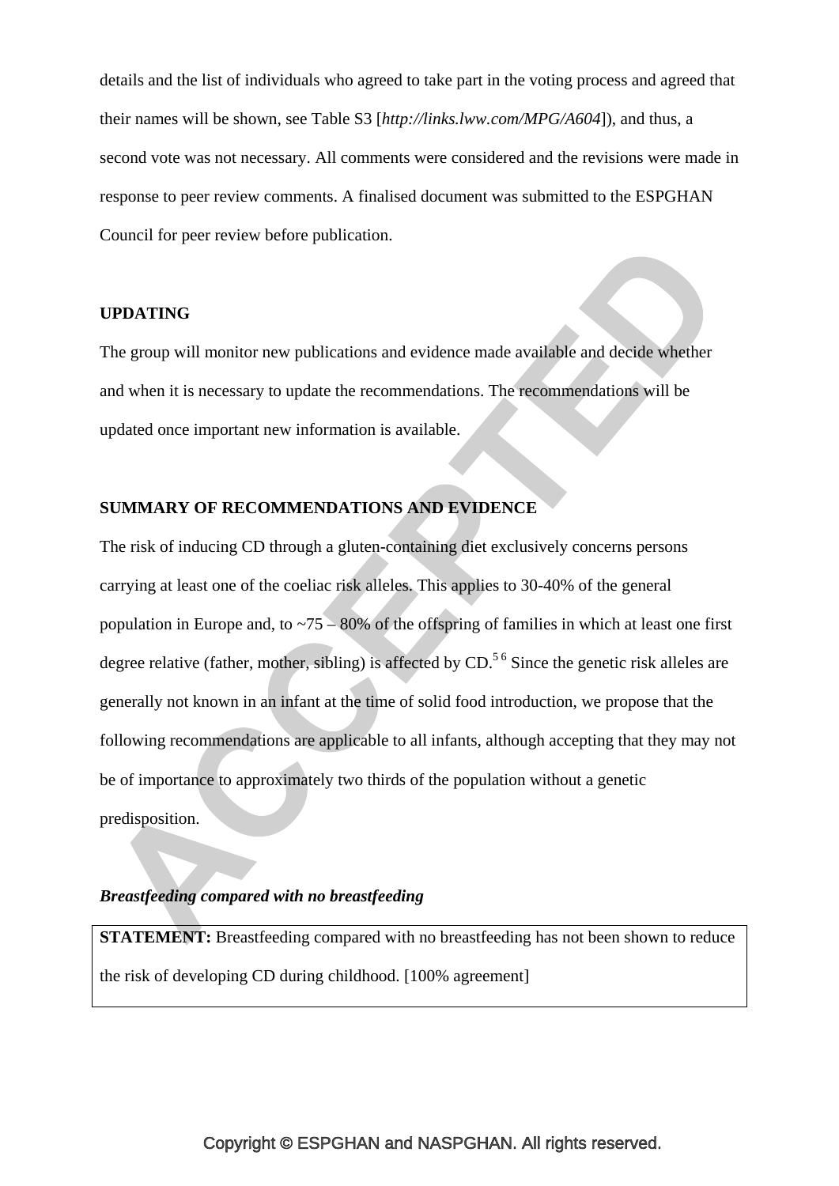details and the list of individuals who agreed to take part in the voting process and agreed that their names will be shown, see Table S3 [*http://links.lww.com/MPG/A604*]), and thus, a second vote was not necessary. All comments were considered and the revisions were made in response to peer review comments. A finalised document was submitted to the ESPGHAN Council for peer review before publication.

## UPDATING

The group will monitor new publications and evidence made available and decide whether and when it is necessary to update the recommendations. The recommendations will be updated once important new information is available.

## SUMMARY OF RECOMMENDATIONS AND EVIDENCE

The risk of inducing CD through a gluten-containing diet exclusively concerns persons carrying at least one of the coeliac risk alleles. This applies to 30-40% of the general population in Europe and, to ~75 – 80% of the offspring of families in which at least one first degree relative (father, mother, sibling) is affected by CD.[5 6] Since the genetic risk alleles are generally not known in an infant at the time of solid food introduction, we propose that the following recommendations are applicable to all infants, although accepting that they may not be of importance to approximately two thirds of the population without a genetic predisposition.

### *Breastfeeding compared with no breastfeeding*

**STATEMENT:** Breastfeeding compared with no breastfeeding has not been shown to reduce the risk of developing CD during childhood. [100% agreement]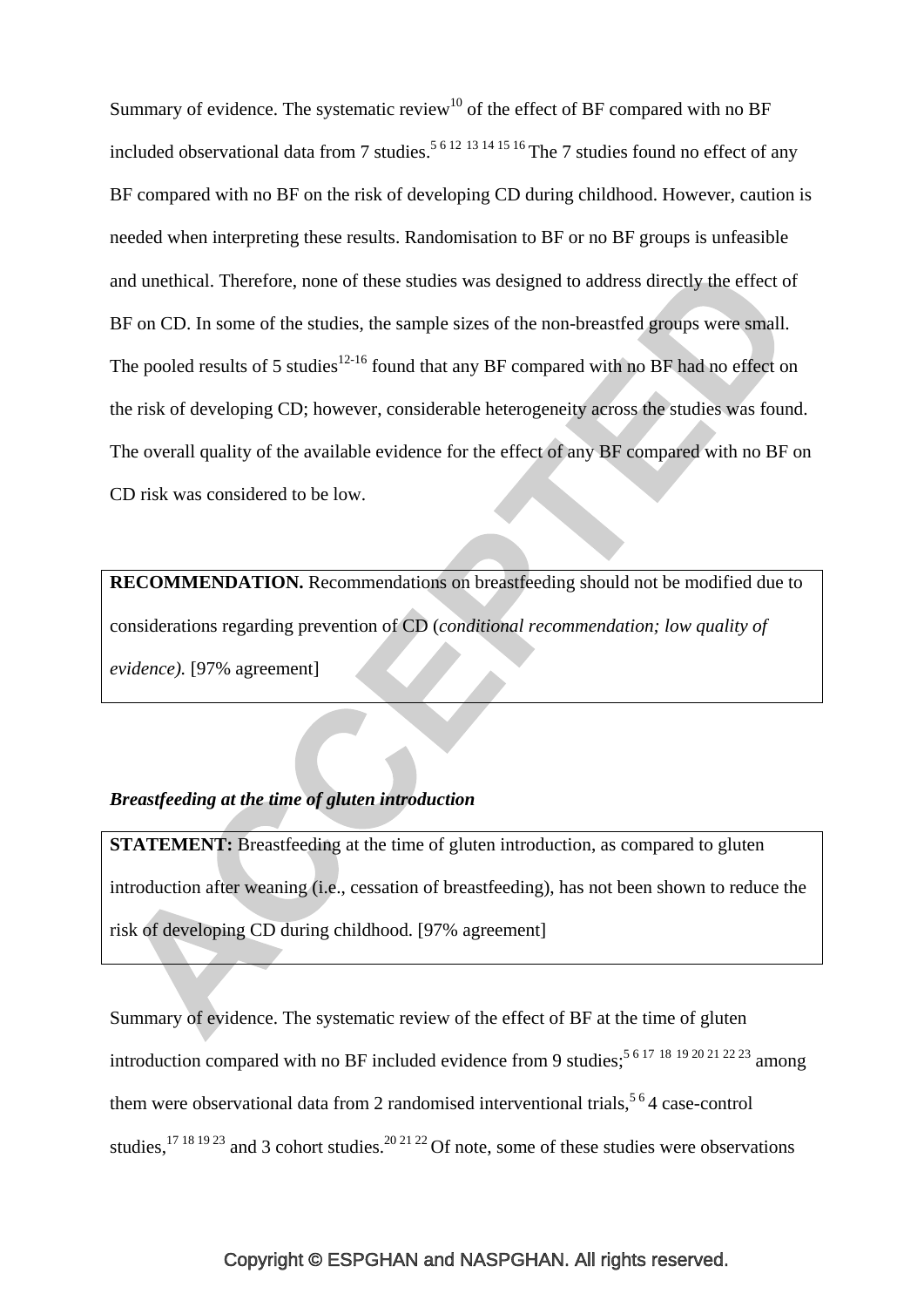Summary of evidence. The systematic review[10] of the effect of BF compared with no BF included observational data from 7 studies.[5 6 12 13 14 15 16] The 7 studies found no effect of any BF compared with no BF on the risk of developing CD during childhood. However, caution is needed when interpreting these results. Randomisation to BF or no BF groups is unfeasible and unethical. Therefore, none of these studies was designed to address directly the effect of BF on CD. In some of the studies, the sample sizes of the non-breastfed groups were small. The pooled results of 5 studies[12-16] found that any BF compared with no BF had no effect on the risk of developing CD; however, considerable heterogeneity across the studies was found. The overall quality of the available evidence for the effect of any BF compared with no BF on CD risk was considered to be low.

**RECOMMENDATION.** Recommendations on breastfeeding should not be modified due to considerations regarding prevention of CD (*conditional recommendation; low quality of evidence).* [97% agreement]

***Breastfeeding at the time of gluten introduction***

**STATEMENT:** Breastfeeding at the time of gluten introduction, as compared to gluten introduction after weaning (i.e., cessation of breastfeeding), has not been shown to reduce the risk of developing CD during childhood. [97% agreement]

Summary of evidence. The systematic review of the effect of BF at the time of gluten introduction compared with no BF included evidence from 9 studies;[5 6 17 18 19 20 21 22 23] among them were observational data from 2 randomised interventional trials,[5 6] 4 case-control studies,[17 18 19 23] and 3 cohort studies.[20 21 22] Of note, some of these studies were observations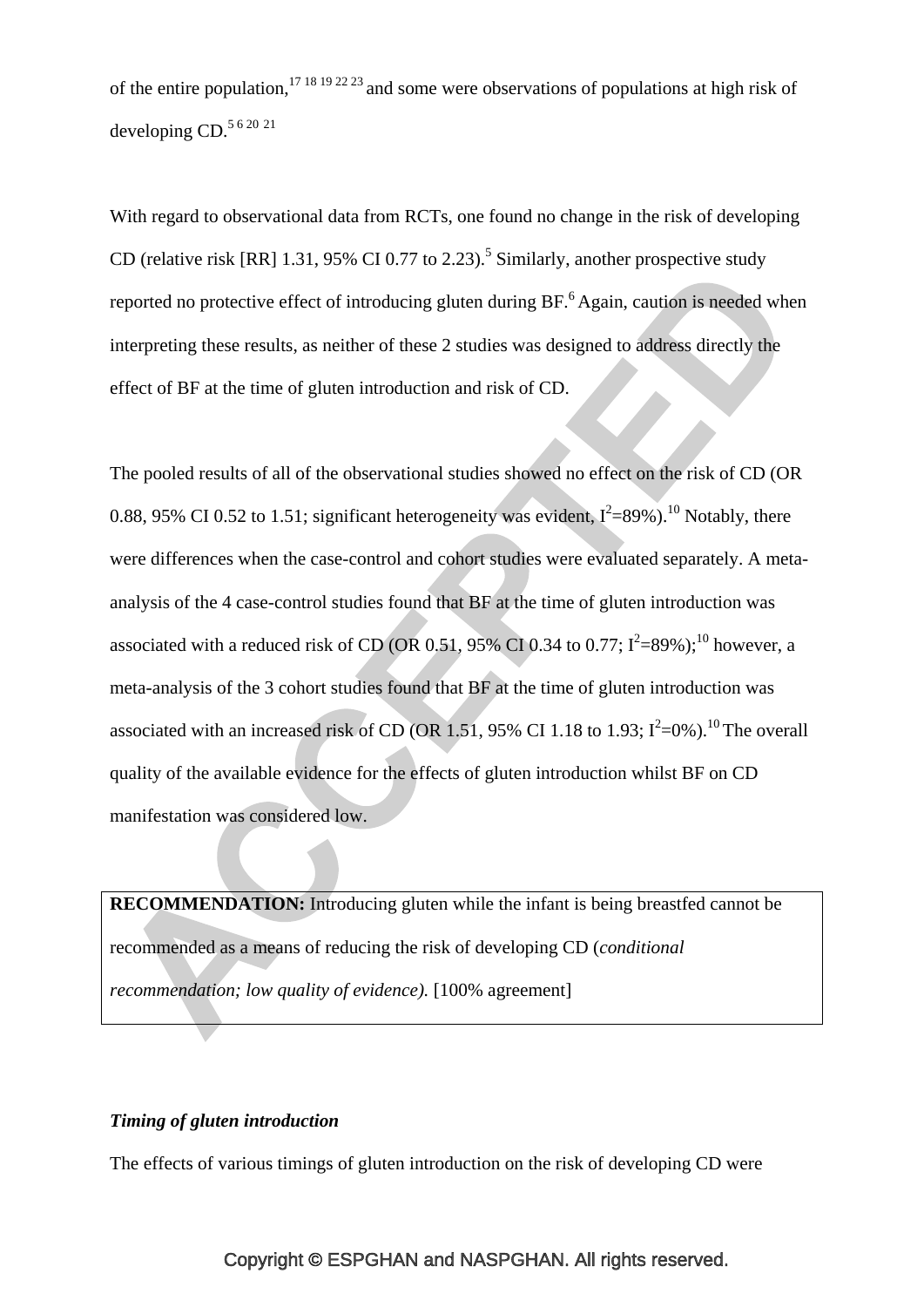of the entire population,[17 18 19 22 23] and some were observations of populations at high risk of developing CD.[5 6 20 21]

With regard to observational data from RCTs, one found no change in the risk of developing CD (relative risk [RR] 1.31, 95% CI 0.77 to 2.23).[5] Similarly, another prospective study reported no protective effect of introducing gluten during BF.[6] Again, caution is needed when interpreting these results, as neither of these 2 studies was designed to address directly the effect of BF at the time of gluten introduction and risk of CD.

The pooled results of all of the observational studies showed no effect on the risk of CD (OR 0.88, 95% CI 0.52 to 1.51; significant heterogeneity was evident, $I^2$=89%).[10] Notably, there were differences when the case-control and cohort studies were evaluated separately. A meta-analysis of the 4 case-control studies found that BF at the time of gluten introduction was associated with a reduced risk of CD (OR 0.51, 95% CI 0.34 to 0.77; $I^2$=89%);[10] however, a meta-analysis of the 3 cohort studies found that BF at the time of gluten introduction was associated with an increased risk of CD (OR 1.51, 95% CI 1.18 to 1.93; $I^2$=0%).[10] The overall quality of the available evidence for the effects of gluten introduction whilst BF on CD manifestation was considered low.

**RECOMMENDATION:** Introducing gluten while the infant is being breastfed cannot be recommended as a means of reducing the risk of developing CD (*conditional recommendation; low quality of evidence).* [100% agreement]

***Timing of gluten introduction***

The effects of various timings of gluten introduction on the risk of developing CD were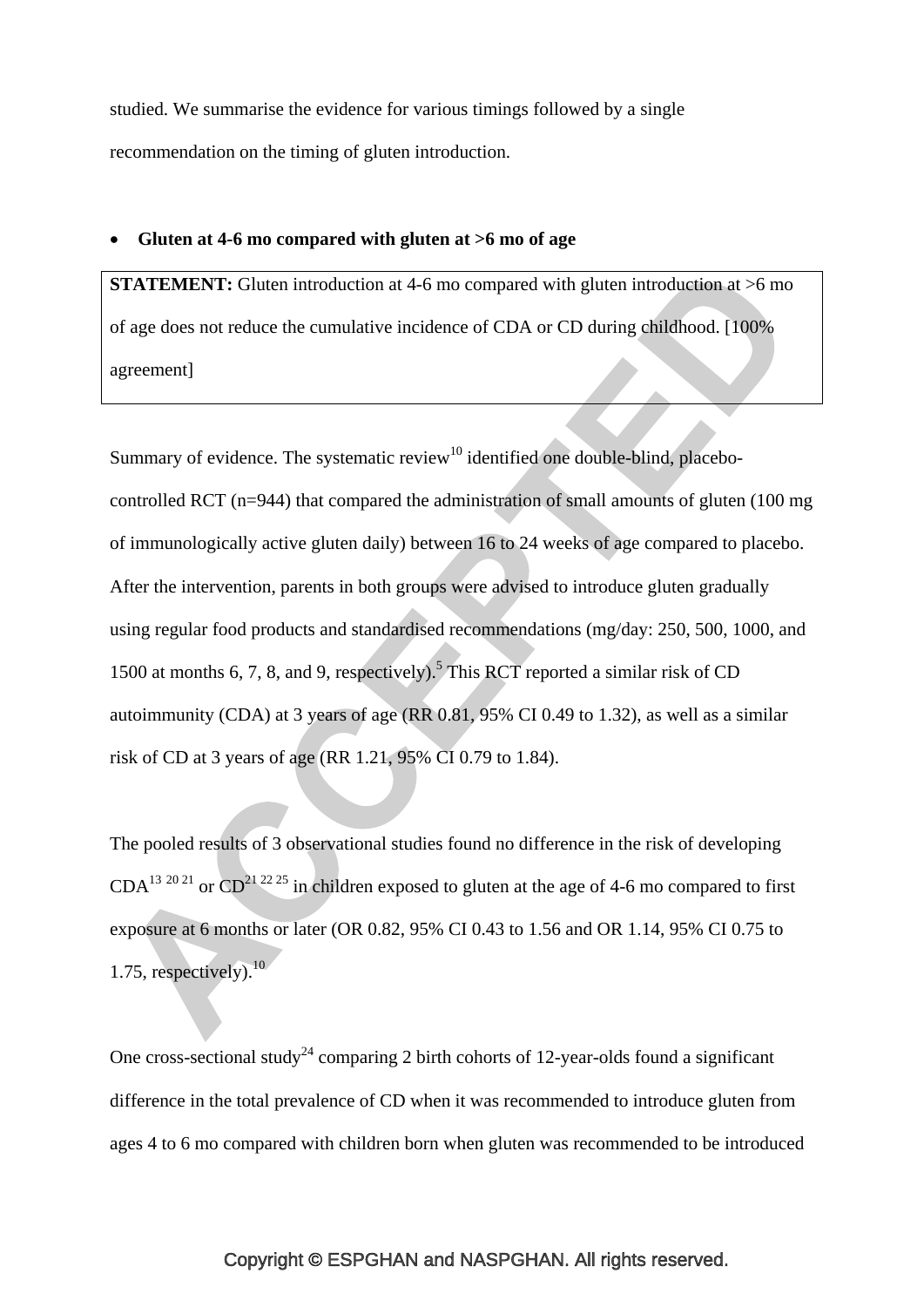studied. We summarise the evidence for various timings followed by a single recommendation on the timing of gluten introduction.

- **Gluten at 4-6 mo compared with gluten at >6 mo of age**

> **STATEMENT:** Gluten introduction at 4-6 mo compared with gluten introduction at >6 mo of age does not reduce the cumulative incidence of CDA or CD during childhood. [100% agreement]

Summary of evidence. The systematic review[10] identified one double-blind, placebo-controlled RCT (n=944) that compared the administration of small amounts of gluten (100 mg of immunologically active gluten daily) between 16 to 24 weeks of age compared to placebo. After the intervention, parents in both groups were advised to introduce gluten gradually using regular food products and standardised recommendations (mg/day: 250, 500, 1000, and 1500 at months 6, 7, 8, and 9, respectively).[5] This RCT reported a similar risk of CD autoimmunity (CDA) at 3 years of age (RR 0.81, 95% CI 0.49 to 1.32), as well as a similar risk of CD at 3 years of age (RR 1.21, 95% CI 0.79 to 1.84).

The pooled results of 3 observational studies found no difference in the risk of developing CDA[13 20 21] or CD[21 22 25] in children exposed to gluten at the age of 4-6 mo compared to first exposure at 6 months or later (OR 0.82, 95% CI 0.43 to 1.56 and OR 1.14, 95% CI 0.75 to 1.75, respectively).[10]

One cross-sectional study[24] comparing 2 birth cohorts of 12-year-olds found a significant difference in the total prevalence of CD when it was recommended to introduce gluten from ages 4 to 6 mo compared with children born when gluten was recommended to be introduced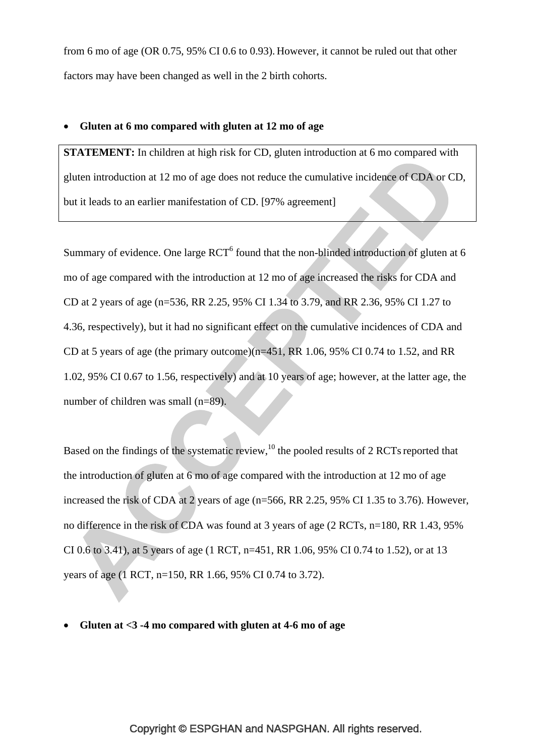from 6 mo of age (OR 0.75, 95% CI 0.6 to 0.93). However, it cannot be ruled out that other factors may have been changed as well in the 2 birth cohorts.

- **Gluten at 6 mo compared with gluten at 12 mo of age**

**STATEMENT:** In children at high risk for CD, gluten introduction at 6 mo compared with gluten introduction at 12 mo of age does not reduce the cumulative incidence of CDA or CD, but it leads to an earlier manifestation of CD. [97% agreement]

Summary of evidence. One large RCT[6] found that the non-blinded introduction of gluten at 6 mo of age compared with the introduction at 12 mo of age increased the risks for CDA and CD at 2 years of age (n=536, RR 2.25, 95% CI 1.34 to 3.79, and RR 2.36, 95% CI 1.27 to 4.36, respectively), but it had no significant effect on the cumulative incidences of CDA and CD at 5 years of age (the primary outcome)(n=451, RR 1.06, 95% CI 0.74 to 1.52, and RR 1.02, 95% CI 0.67 to 1.56, respectively) and at 10 years of age; however, at the latter age, the number of children was small (n=89).

Based on the findings of the systematic review,[10] the pooled results of 2 RCTs reported that the introduction of gluten at 6 mo of age compared with the introduction at 12 mo of age increased the risk of CDA at 2 years of age (n=566, RR 2.25, 95% CI 1.35 to 3.76). However, no difference in the risk of CDA was found at 3 years of age (2 RCTs, n=180, RR 1.43, 95% CI 0.6 to 3.41), at 5 years of age (1 RCT, n=451, RR 1.06, 95% CI 0.74 to 1.52), or at 13 years of age (1 RCT, n=150, RR 1.66, 95% CI 0.74 to 3.72).

- **Gluten at <3 -4 mo compared with gluten at 4-6 mo of age**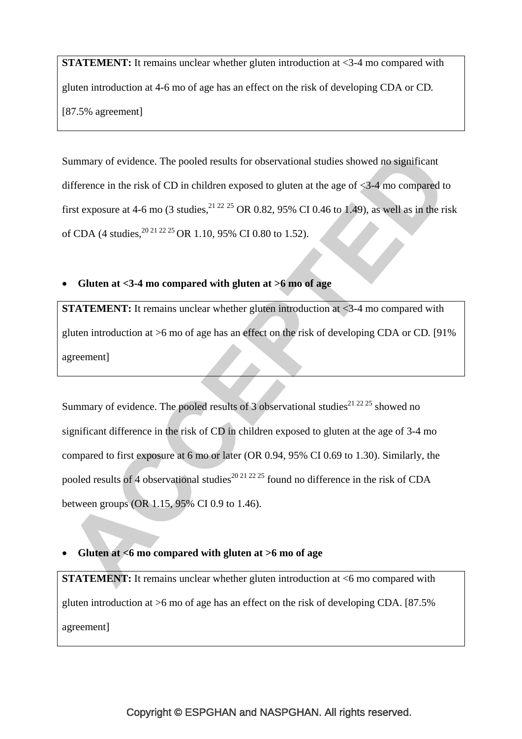**STATEMENT:** It remains unclear whether gluten introduction at <3-4 mo compared with gluten introduction at 4-6 mo of age has an effect on the risk of developing CDA or CD. [87.5% agreement]

Summary of evidence. The pooled results for observational studies showed no significant difference in the risk of CD in children exposed to gluten at the age of <3-4 mo compared to first exposure at 4-6 mo (3 studies,[21 22 25] OR 0.82, 95% CI 0.46 to 1.49), as well as in the risk of CDA (4 studies,[20 21 22 25] OR 1.10, 95% CI 0.80 to 1.52).

- **Gluten at <3-4 mo compared with gluten at >6 mo of age**

**STATEMENT:** It remains unclear whether gluten introduction at <3-4 mo compared with gluten introduction at >6 mo of age has an effect on the risk of developing CDA or CD. [91% agreement]

Summary of evidence. The pooled results of 3 observational studies[21 22 25] showed no significant difference in the risk of CD in children exposed to gluten at the age of 3-4 mo compared to first exposure at 6 mo or later (OR 0.94, 95% CI 0.69 to 1.30). Similarly, the pooled results of 4 observational studies[20 21 22 25] found no difference in the risk of CDA between groups (OR 1.15, 95% CI 0.9 to 1.46).

- **Gluten at <6 mo compared with gluten at >6 mo of age**

**STATEMENT:** It remains unclear whether gluten introduction at <6 mo compared with gluten introduction at >6 mo of age has an effect on the risk of developing CDA. [87.5% agreement]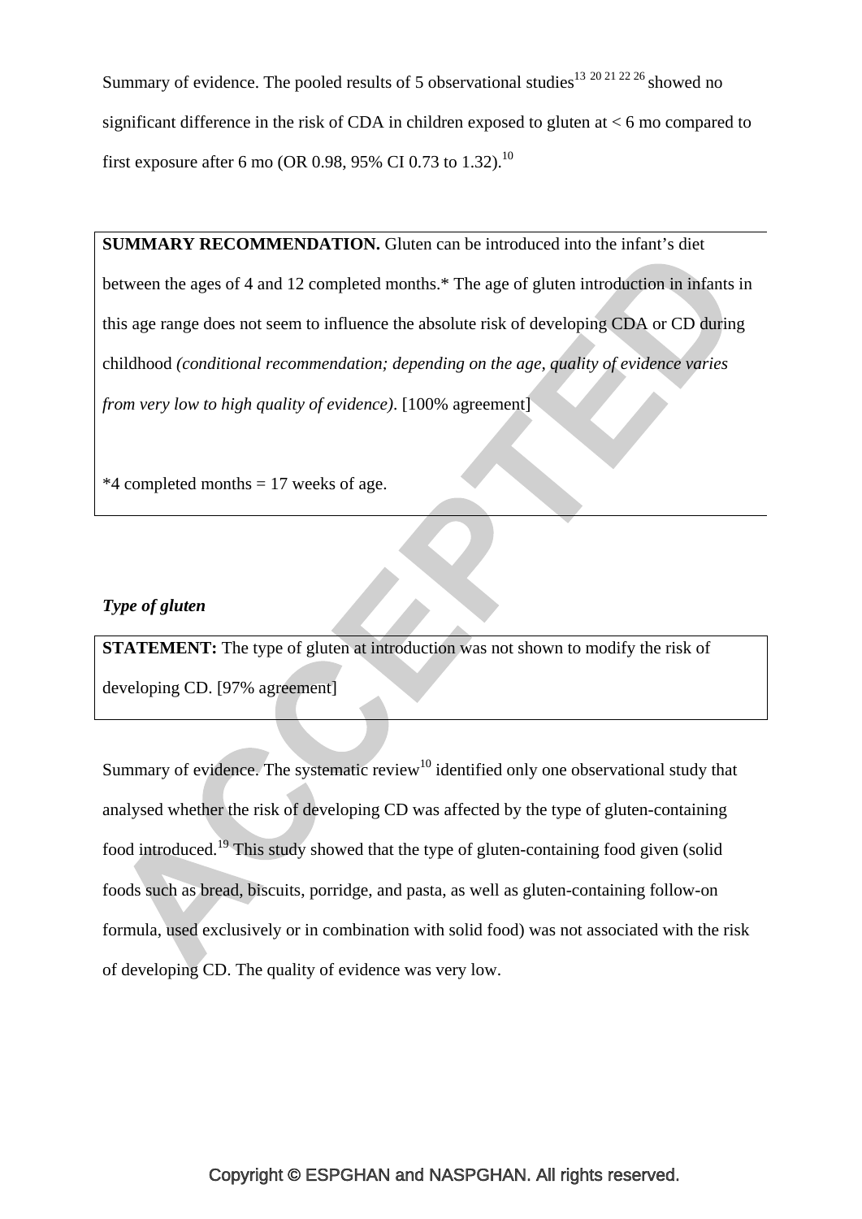Summary of evidence. The pooled results of 5 observational studies[13 20 21 22 26] showed no significant difference in the risk of CDA in children exposed to gluten at < 6 mo compared to first exposure after 6 mo (OR 0.98, 95% CI 0.73 to 1.32).[10]

**SUMMARY RECOMMENDATION.** Gluten can be introduced into the infant's diet between the ages of 4 and 12 completed months.* The age of gluten introduction in infants in this age range does not seem to influence the absolute risk of developing CDA or CD during childhood *(conditional recommendation; depending on the age, quality of evidence varies from very low to high quality of evidence)*. [100% agreement]

*4 completed months = 17 weeks of age.

### *Type of gluten*

**STATEMENT:** The type of gluten at introduction was not shown to modify the risk of developing CD. [97% agreement]

Summary of evidence. The systematic review[10] identified only one observational study that analysed whether the risk of developing CD was affected by the type of gluten-containing food introduced.[19] This study showed that the type of gluten-containing food given (solid foods such as bread, biscuits, porridge, and pasta, as well as gluten-containing follow-on formula, used exclusively or in combination with solid food) was not associated with the risk of developing CD. The quality of evidence was very low.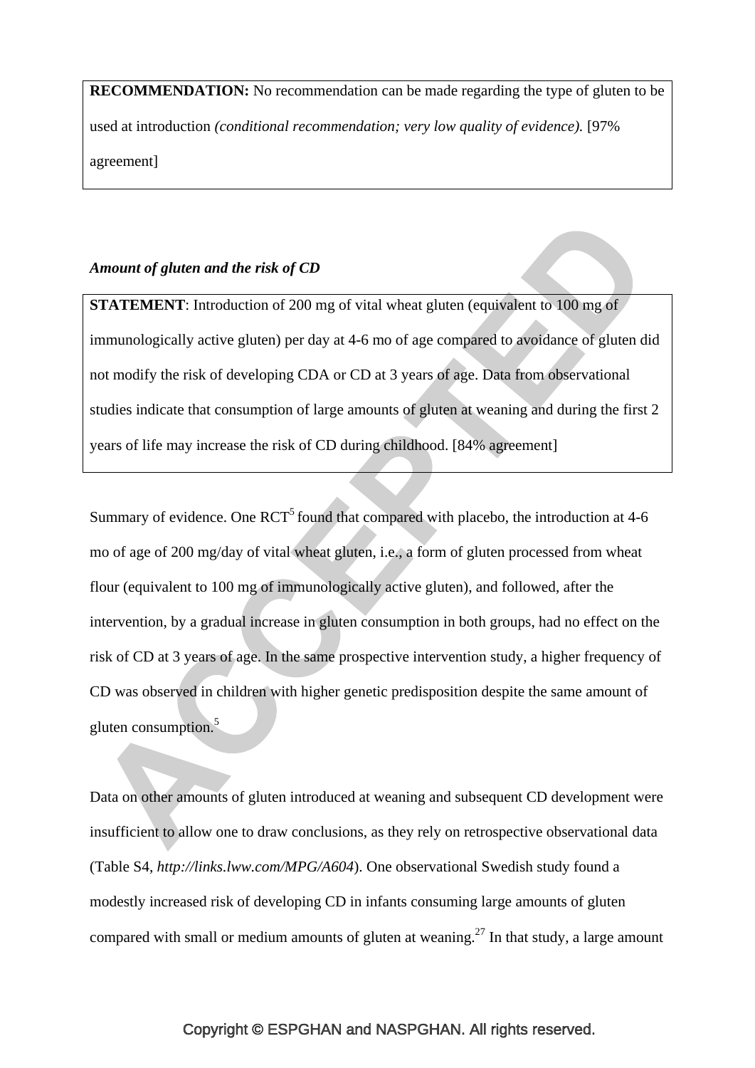**RECOMMENDATION:** No recommendation can be made regarding the type of gluten to be used at introduction *(conditional recommendation; very low quality of evidence).* [97% agreement]

***Amount of gluten and the risk of CD***

**STATEMENT**: Introduction of 200 mg of vital wheat gluten (equivalent to 100 mg of immunologically active gluten) per day at 4-6 mo of age compared to avoidance of gluten did not modify the risk of developing CDA or CD at 3 years of age. Data from observational studies indicate that consumption of large amounts of gluten at weaning and during the first 2 years of life may increase the risk of CD during childhood. [84% agreement]

Summary of evidence. One RCT[5] found that compared with placebo, the introduction at 4-6 mo of age of 200 mg/day of vital wheat gluten, i.e., a form of gluten processed from wheat flour (equivalent to 100 mg of immunologically active gluten), and followed, after the intervention, by a gradual increase in gluten consumption in both groups, had no effect on the risk of CD at 3 years of age. In the same prospective intervention study, a higher frequency of CD was observed in children with higher genetic predisposition despite the same amount of gluten consumption.[5]

Data on other amounts of gluten introduced at weaning and subsequent CD development were insufficient to allow one to draw conclusions, as they rely on retrospective observational data (Table S4, *http://links.lww.com/MPG/A604*). One observational Swedish study found a modestly increased risk of developing CD in infants consuming large amounts of gluten compared with small or medium amounts of gluten at weaning.[27] In that study, a large amount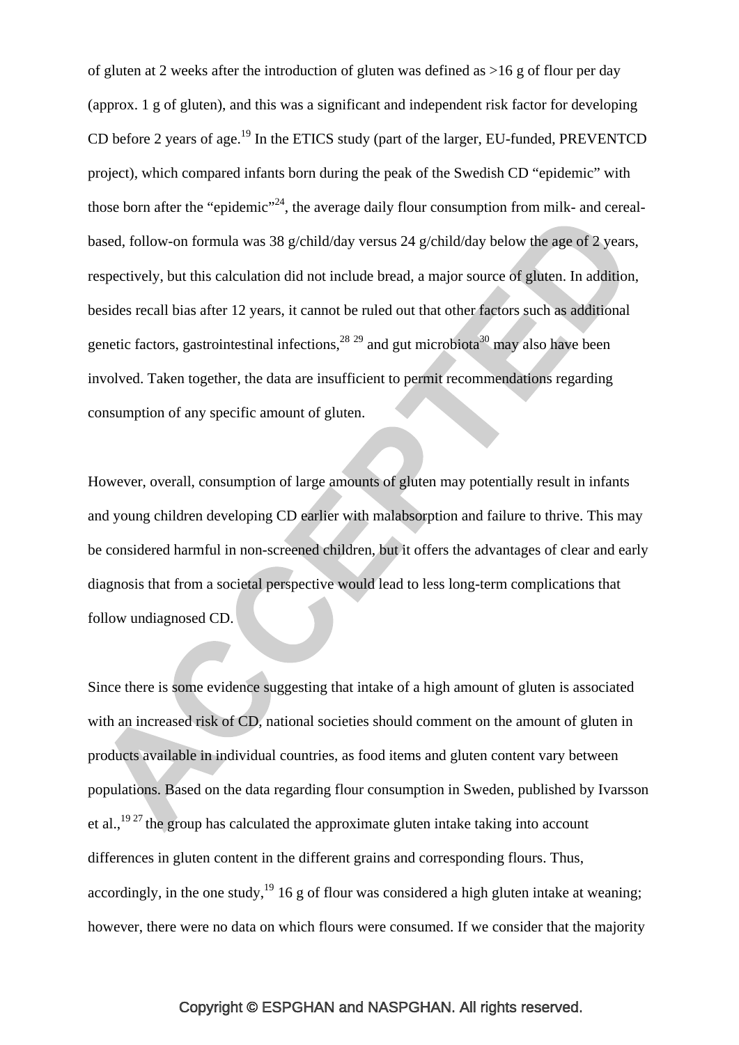of gluten at 2 weeks after the introduction of gluten was defined as >16 g of flour per day (approx. 1 g of gluten), and this was a significant and independent risk factor for developing CD before 2 years of age.[19] In the ETICS study (part of the larger, EU-funded, PREVENTCD project), which compared infants born during the peak of the Swedish CD "epidemic" with those born after the "epidemic"[24], the average daily flour consumption from milk- and cereal-based, follow-on formula was 38 g/child/day versus 24 g/child/day below the age of 2 years, respectively, but this calculation did not include bread, a major source of gluten. In addition, besides recall bias after 12 years, it cannot be ruled out that other factors such as additional genetic factors, gastrointestinal infections,[28 29] and gut microbiota[30] may also have been involved. Taken together, the data are insufficient to permit recommendations regarding consumption of any specific amount of gluten.

However, overall, consumption of large amounts of gluten may potentially result in infants and young children developing CD earlier with malabsorption and failure to thrive. This may be considered harmful in non-screened children, but it offers the advantages of clear and early diagnosis that from a societal perspective would lead to less long-term complications that follow undiagnosed CD.

Since there is some evidence suggesting that intake of a high amount of gluten is associated with an increased risk of CD, national societies should comment on the amount of gluten in products available in individual countries, as food items and gluten content vary between populations. Based on the data regarding flour consumption in Sweden, published by Ivarsson et al.,[19 27] the group has calculated the approximate gluten intake taking into account differences in gluten content in the different grains and corresponding flours. Thus, accordingly, in the one study,[19] 16 g of flour was considered a high gluten intake at weaning; however, there were no data on which flours were consumed. If we consider that the majority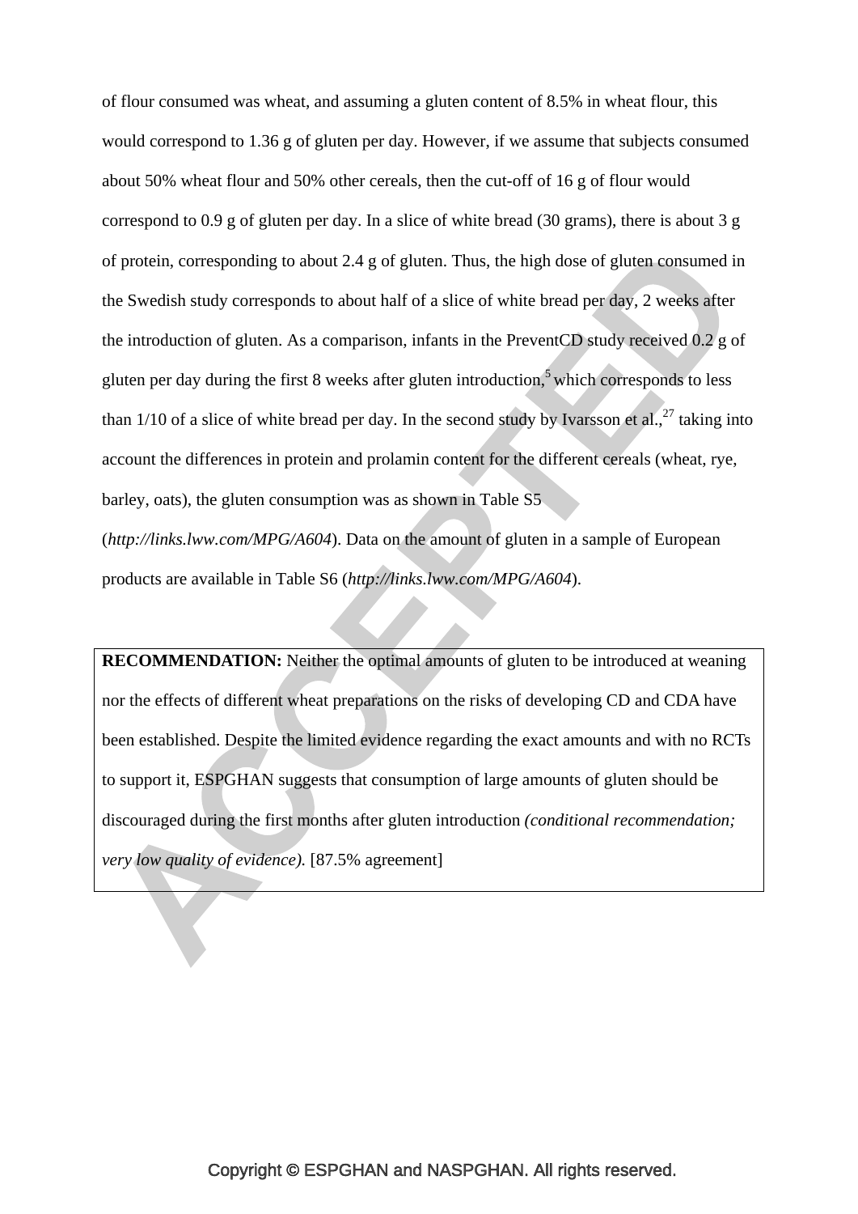of flour consumed was wheat, and assuming a gluten content of 8.5% in wheat flour, this would correspond to 1.36 g of gluten per day. However, if we assume that subjects consumed about 50% wheat flour and 50% other cereals, then the cut-off of 16 g of flour would correspond to 0.9 g of gluten per day. In a slice of white bread (30 grams), there is about 3 g of protein, corresponding to about 2.4 g of gluten. Thus, the high dose of gluten consumed in the Swedish study corresponds to about half of a slice of white bread per day, 2 weeks after the introduction of gluten. As a comparison, infants in the PreventCD study received 0.2 g of gluten per day during the first 8 weeks after gluten introduction,[5] which corresponds to less than 1/10 of a slice of white bread per day. In the second study by Ivarsson et al.,[27] taking into account the differences in protein and prolamin content for the different cereals (wheat, rye, barley, oats), the gluten consumption was as shown in Table S5 (*http://links.lww.com/MPG/A604*). Data on the amount of gluten in a sample of European products are available in Table S6 (*http://links.lww.com/MPG/A604*).

**RECOMMENDATION:** Neither the optimal amounts of gluten to be introduced at weaning nor the effects of different wheat preparations on the risks of developing CD and CDA have been established. Despite the limited evidence regarding the exact amounts and with no RCTs to support it, ESPGHAN suggests that consumption of large amounts of gluten should be discouraged during the first months after gluten introduction *(conditional recommendation; very low quality of evidence).* [87.5% agreement]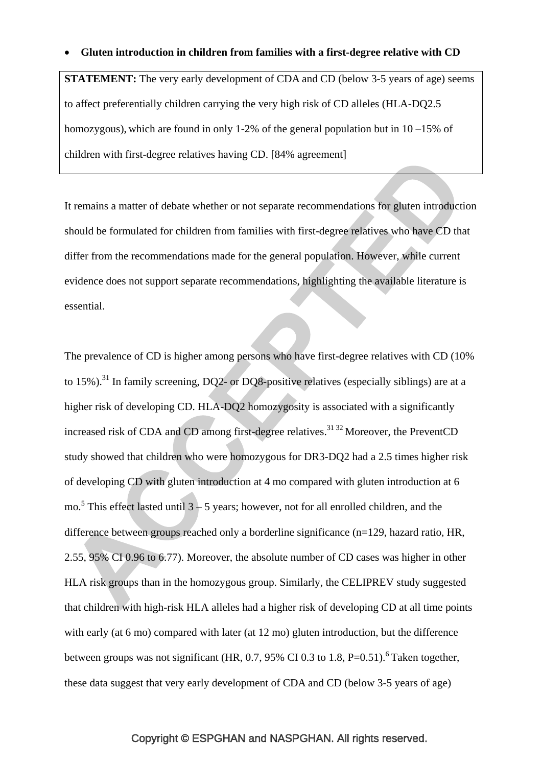- **Gluten introduction in children from families with a first-degree relative with CD**

**STATEMENT:** The very early development of CDA and CD (below 3-5 years of age) seems to affect preferentially children carrying the very high risk of CD alleles (HLA-DQ2.5 homozygous), which are found in only 1-2% of the general population but in 10 –15% of children with first-degree relatives having CD. [84% agreement]

It remains a matter of debate whether or not separate recommendations for gluten introduction should be formulated for children from families with first-degree relatives who have CD that differ from the recommendations made for the general population. However, while current evidence does not support separate recommendations, highlighting the available literature is essential.

The prevalence of CD is higher among persons who have first-degree relatives with CD (10% to 15%).[31] In family screening, DQ2- or DQ8-positive relatives (especially siblings) are at a higher risk of developing CD. HLA-DQ2 homozygosity is associated with a significantly increased risk of CDA and CD among first-degree relatives.[31 32] Moreover, the PreventCD study showed that children who were homozygous for DR3-DQ2 had a 2.5 times higher risk of developing CD with gluten introduction at 4 mo compared with gluten introduction at 6 mo.[5] This effect lasted until 3 – 5 years; however, not for all enrolled children, and the difference between groups reached only a borderline significance (n=129, hazard ratio, HR, 2.55, 95% CI 0.96 to 6.77). Moreover, the absolute number of CD cases was higher in other HLA risk groups than in the homozygous group. Similarly, the CELIPREV study suggested that children with high-risk HLA alleles had a higher risk of developing CD at all time points with early (at 6 mo) compared with later (at 12 mo) gluten introduction, but the difference between groups was not significant (HR, 0.7, 95% CI 0.3 to 1.8, P=0.51).[6] Taken together, these data suggest that very early development of CDA and CD (below 3-5 years of age)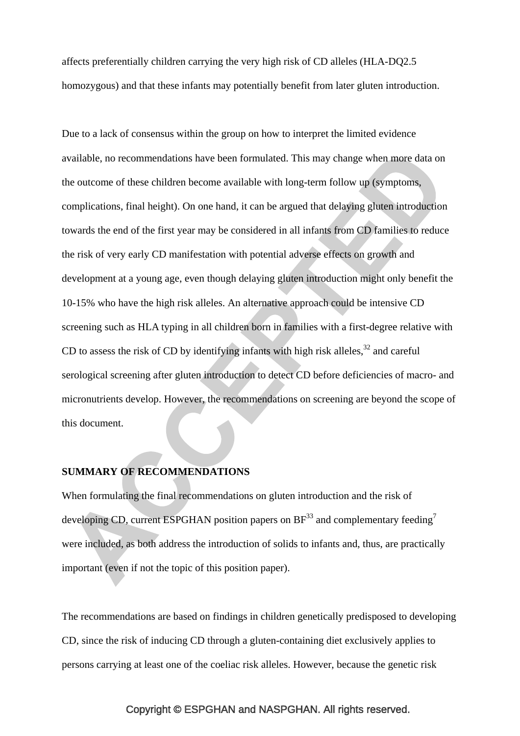affects preferentially children carrying the very high risk of CD alleles (HLA-DQ2.5 homozygous) and that these infants may potentially benefit from later gluten introduction.

Due to a lack of consensus within the group on how to interpret the limited evidence available, no recommendations have been formulated. This may change when more data on the outcome of these children become available with long-term follow up (symptoms, complications, final height). On one hand, it can be argued that delaying gluten introduction towards the end of the first year may be considered in all infants from CD families to reduce the risk of very early CD manifestation with potential adverse effects on growth and development at a young age, even though delaying gluten introduction might only benefit the 10-15% who have the high risk alleles. An alternative approach could be intensive CD screening such as HLA typing in all children born in families with a first-degree relative with CD to assess the risk of CD by identifying infants with high risk alleles,[32] and careful serological screening after gluten introduction to detect CD before deficiencies of macro- and micronutrients develop. However, the recommendations on screening are beyond the scope of this document.

**SUMMARY OF RECOMMENDATIONS**

When formulating the final recommendations on gluten introduction and the risk of developing CD, current ESPGHAN position papers on BF[33] and complementary feeding[7] were included, as both address the introduction of solids to infants and, thus, are practically important (even if not the topic of this position paper).

The recommendations are based on findings in children genetically predisposed to developing CD, since the risk of inducing CD through a gluten-containing diet exclusively applies to persons carrying at least one of the coeliac risk alleles. However, because the genetic risk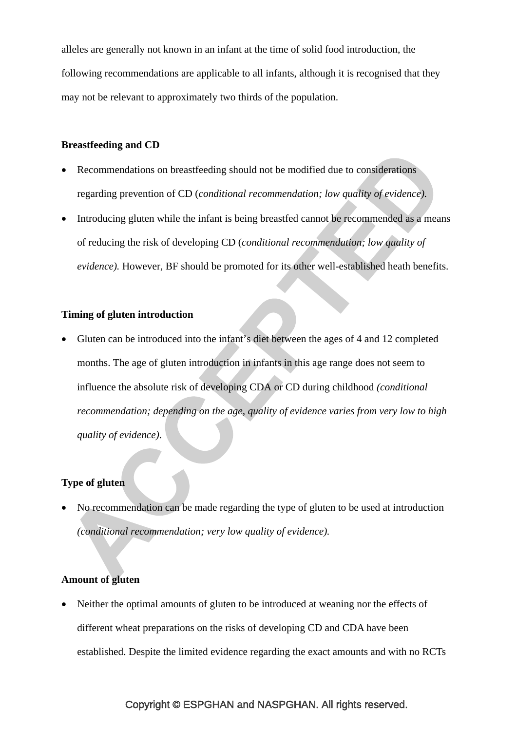alleles are generally not known in an infant at the time of solid food introduction, the following recommendations are applicable to all infants, although it is recognised that they may not be relevant to approximately two thirds of the population.

**Breastfeeding and CD**

- Recommendations on breastfeeding should not be modified due to considerations regarding prevention of CD (*conditional recommendation; low quality of evidence).*
- Introducing gluten while the infant is being breastfed cannot be recommended as a means of reducing the risk of developing CD (*conditional recommendation; low quality of evidence).* However, BF should be promoted for its other well-established heath benefits.

**Timing of gluten introduction**

- Gluten can be introduced into the infant's diet between the ages of 4 and 12 completed months. The age of gluten introduction in infants in this age range does not seem to influence the absolute risk of developing CDA or CD during childhood *(conditional recommendation; depending on the age, quality of evidence varies from very low to high quality of evidence)*.

**Type of gluten**

- No recommendation can be made regarding the type of gluten to be used at introduction *(conditional recommendation; very low quality of evidence).*

**Amount of gluten**

- Neither the optimal amounts of gluten to be introduced at weaning nor the effects of different wheat preparations on the risks of developing CD and CDA have been established. Despite the limited evidence regarding the exact amounts and with no RCTs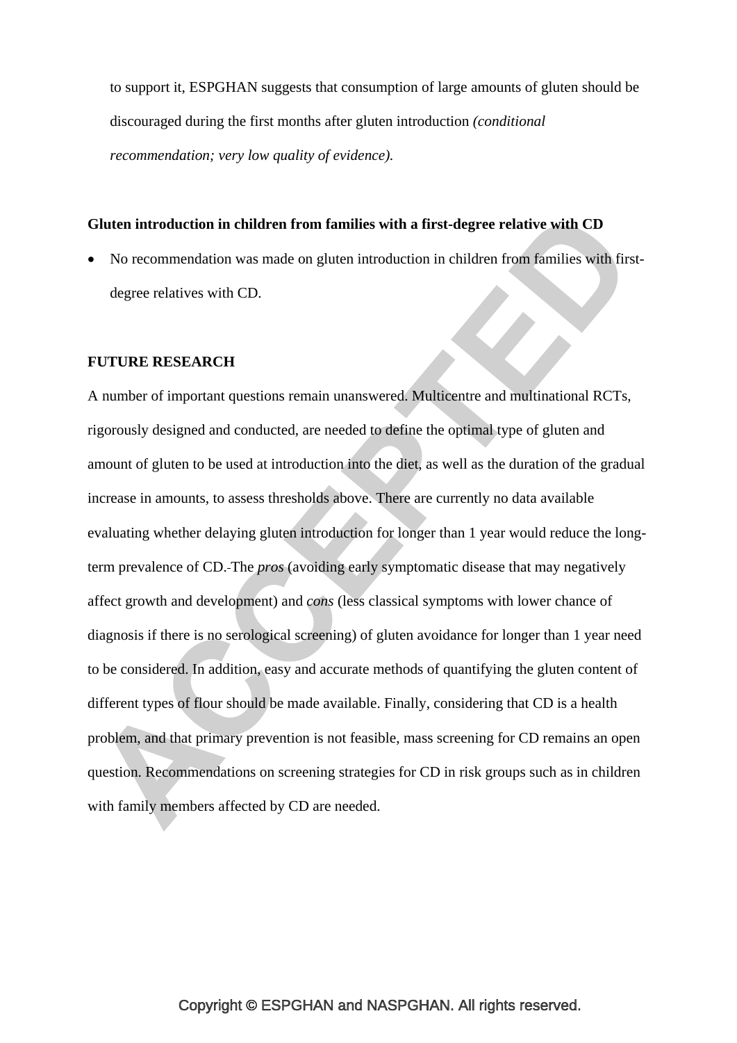to support it, ESPGHAN suggests that consumption of large amounts of gluten should be discouraged during the first months after gluten introduction *(conditional recommendation; very low quality of evidence).*

**Gluten introduction in children from families with a first-degree relative with CD**

- No recommendation was made on gluten introduction in children from families with first-degree relatives with CD.

**FUTURE RESEARCH**

A number of important questions remain unanswered. Multicentre and multinational RCTs, rigorously designed and conducted, are needed to define the optimal type of gluten and amount of gluten to be used at introduction into the diet, as well as the duration of the gradual increase in amounts, to assess thresholds above. There are currently no data available evaluating whether delaying gluten introduction for longer than 1 year would reduce the long-term prevalence of CD. The *pros* (avoiding early symptomatic disease that may negatively affect growth and development) and *cons* (less classical symptoms with lower chance of diagnosis if there is no serological screening) of gluten avoidance for longer than 1 year need to be considered. In addition, easy and accurate methods of quantifying the gluten content of different types of flour should be made available. Finally, considering that CD is a health problem, and that primary prevention is not feasible, mass screening for CD remains an open question. Recommendations on screening strategies for CD in risk groups such as in children with family members affected by CD are needed.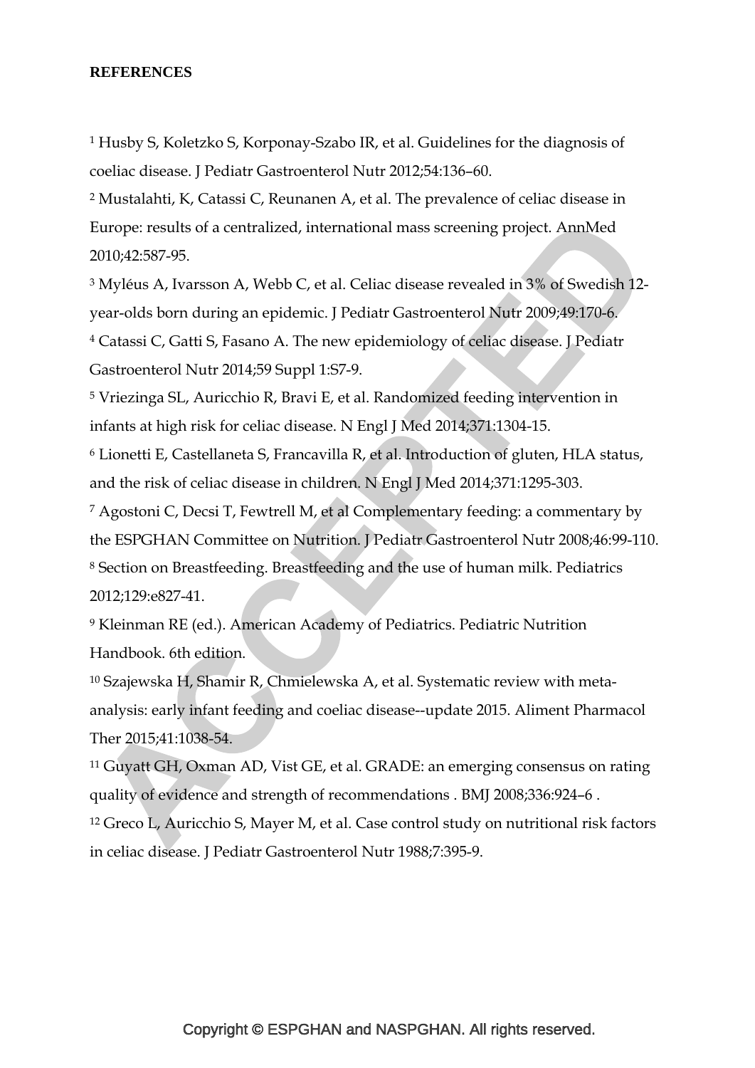**REFERENCES**

[1] Husby S, Koletzko S, Korponay-Szabo IR, et al. Guidelines for the diagnosis of coeliac disease. J Pediatr Gastroenterol Nutr 2012;54:136–60.

[2] Mustalahti, K, Catassi C, Reunanen A, et al. The prevalence of celiac disease in Europe: results of a centralized, international mass screening project. AnnMed 2010;42:587-95.

[3] Myléus A, Ivarsson A, Webb C, et al. Celiac disease revealed in 3% of Swedish 12-year-olds born during an epidemic. J Pediatr Gastroenterol Nutr 2009;49:170-6.

[4] Catassi C, Gatti S, Fasano A. The new epidemiology of celiac disease. J Pediatr Gastroenterol Nutr 2014;59 Suppl 1:S7-9.

[5] Vriezinga SL, Auricchio R, Bravi E, et al. Randomized feeding intervention in infants at high risk for celiac disease. N Engl J Med 2014;371:1304-15.

[6] Lionetti E, Castellaneta S, Francavilla R, et al. Introduction of gluten, HLA status, and the risk of celiac disease in children. N Engl J Med 2014;371:1295-303.

[7] Agostoni C, Decsi T, Fewtrell M, et al Complementary feeding: a commentary by the ESPGHAN Committee on Nutrition. J Pediatr Gastroenterol Nutr 2008;46:99-110.

[8] Section on Breastfeeding. Breastfeeding and the use of human milk. Pediatrics 2012;129:e827-41.

[9] Kleinman RE (ed.). American Academy of Pediatrics. Pediatric Nutrition Handbook. 6th edition.

[10] Szajewska H, Shamir R, Chmielewska A, et al. Systematic review with meta-analysis: early infant feeding and coeliac disease--update 2015. Aliment Pharmacol Ther 2015;41:1038-54.

[11] Guyatt GH, Oxman AD, Vist GE, et al. GRADE: an emerging consensus on rating quality of evidence and strength of recommendations . BMJ 2008;336:924–6 .

[12] Greco L, Auricchio S, Mayer M, et al. Case control study on nutritional risk factors in celiac disease. J Pediatr Gastroenterol Nutr 1988;7:395-9.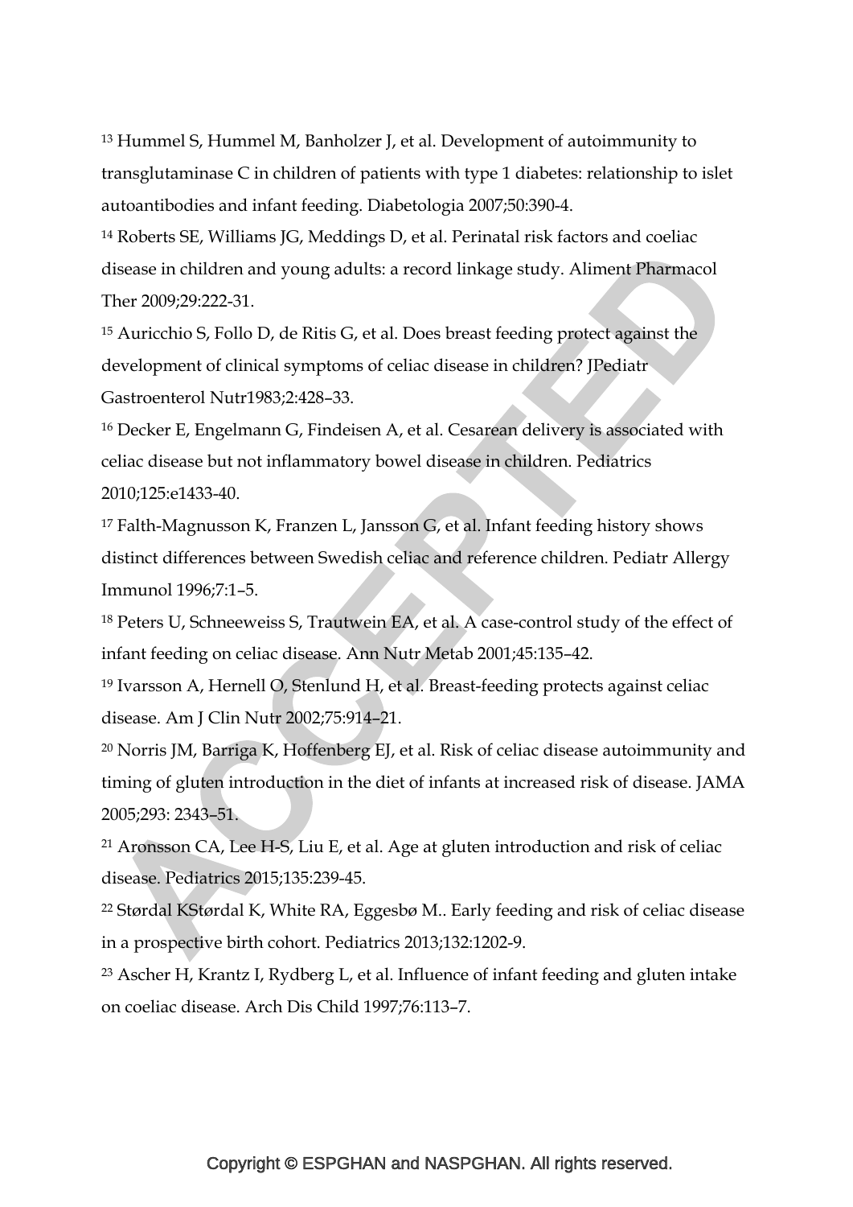[13] Hummel S, Hummel M, Banholzer J, et al. Development of autoimmunity to transglutaminase C in children of patients with type 1 diabetes: relationship to islet autoantibodies and infant feeding. Diabetologia 2007;50:390-4.

[14] Roberts SE, Williams JG, Meddings D, et al. Perinatal risk factors and coeliac disease in children and young adults: a record linkage study. Aliment Pharmacol Ther 2009;29:222-31.

[15] Auricchio S, Follo D, de Ritis G, et al. Does breast feeding protect against the development of clinical symptoms of celiac disease in children? JPediatr Gastroenterol Nutr1983;2:428–33.

[16] Decker E, Engelmann G, Findeisen A, et al. Cesarean delivery is associated with celiac disease but not inflammatory bowel disease in children. Pediatrics 2010;125:e1433-40.

[17] Falth-Magnusson K, Franzen L, Jansson G, et al. Infant feeding history shows distinct differences between Swedish celiac and reference children. Pediatr Allergy Immunol 1996;7:1–5.

[18] Peters U, Schneeweiss S, Trautwein EA, et al. A case-control study of the effect of infant feeding on celiac disease. Ann Nutr Metab 2001;45:135–42.

[19] Ivarsson A, Hernell O, Stenlund H, et al. Breast-feeding protects against celiac disease. Am J Clin Nutr 2002;75:914–21.

[20] Norris JM, Barriga K, Hoffenberg EJ, et al. Risk of celiac disease autoimmunity and timing of gluten introduction in the diet of infants at increased risk of disease. JAMA 2005;293: 2343–51.

[21] Aronsson CA, Lee H-S, Liu E, et al. Age at gluten introduction and risk of celiac disease. Pediatrics 2015;135:239-45.

[22] Størdal KStørdal K, White RA, Eggesbø M.. Early feeding and risk of celiac disease in a prospective birth cohort. Pediatrics 2013;132:1202-9.

[23] Ascher H, Krantz I, Rydberg L, et al. Influence of infant feeding and gluten intake on coeliac disease. Arch Dis Child 1997;76:113–7.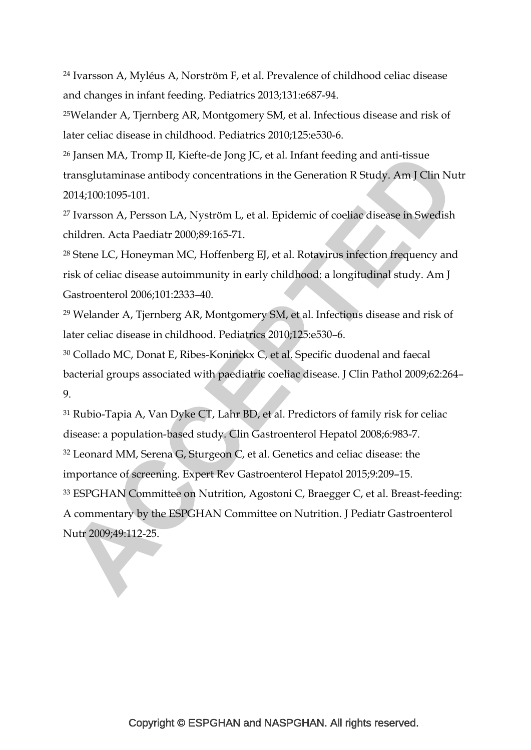[24] Ivarsson A, Myléus A, Norström F, et al. Prevalence of childhood celiac disease and changes in infant feeding. Pediatrics 2013;131:e687-94.

[25]Welander A, Tjernberg AR, Montgomery SM, et al. Infectious disease and risk of later celiac disease in childhood. Pediatrics 2010;125:e530-6.

[26] Jansen MA, Tromp II, Kiefte-de Jong JC, et al. Infant feeding and anti-tissue transglutaminase antibody concentrations in the Generation R Study. Am J Clin Nutr 2014;100:1095-101.

[27] Ivarsson A, Persson LA, Nyström L, et al. Epidemic of coeliac disease in Swedish children. Acta Paediatr 2000;89:165-71.

[28] Stene LC, Honeyman MC, Hoffenberg EJ, et al. Rotavirus infection frequency and risk of celiac disease autoimmunity in early childhood: a longitudinal study. Am J Gastroenterol 2006;101:2333–40.

[29] Welander A, Tjernberg AR, Montgomery SM, et al. Infectious disease and risk of later celiac disease in childhood. Pediatrics 2010;125:e530–6.

[30] Collado MC, Donat E, Ribes-Koninckx C, et al. Specific duodenal and faecal bacterial groups associated with paediatric coeliac disease. J Clin Pathol 2009;62:264–9.

[31] Rubio-Tapia A, Van Dyke CT, Lahr BD, et al. Predictors of family risk for celiac disease: a population-based study. Clin Gastroenterol Hepatol 2008;6:983-7.

[32] Leonard MM, Serena G, Sturgeon C, et al. Genetics and celiac disease: the importance of screening. Expert Rev Gastroenterol Hepatol 2015;9:209–15.

[33] ESPGHAN Committee on Nutrition, Agostoni C, Braegger C, et al. Breast-feeding: A commentary by the ESPGHAN Committee on Nutrition. J Pediatr Gastroenterol Nutr 2009;49:112-25.